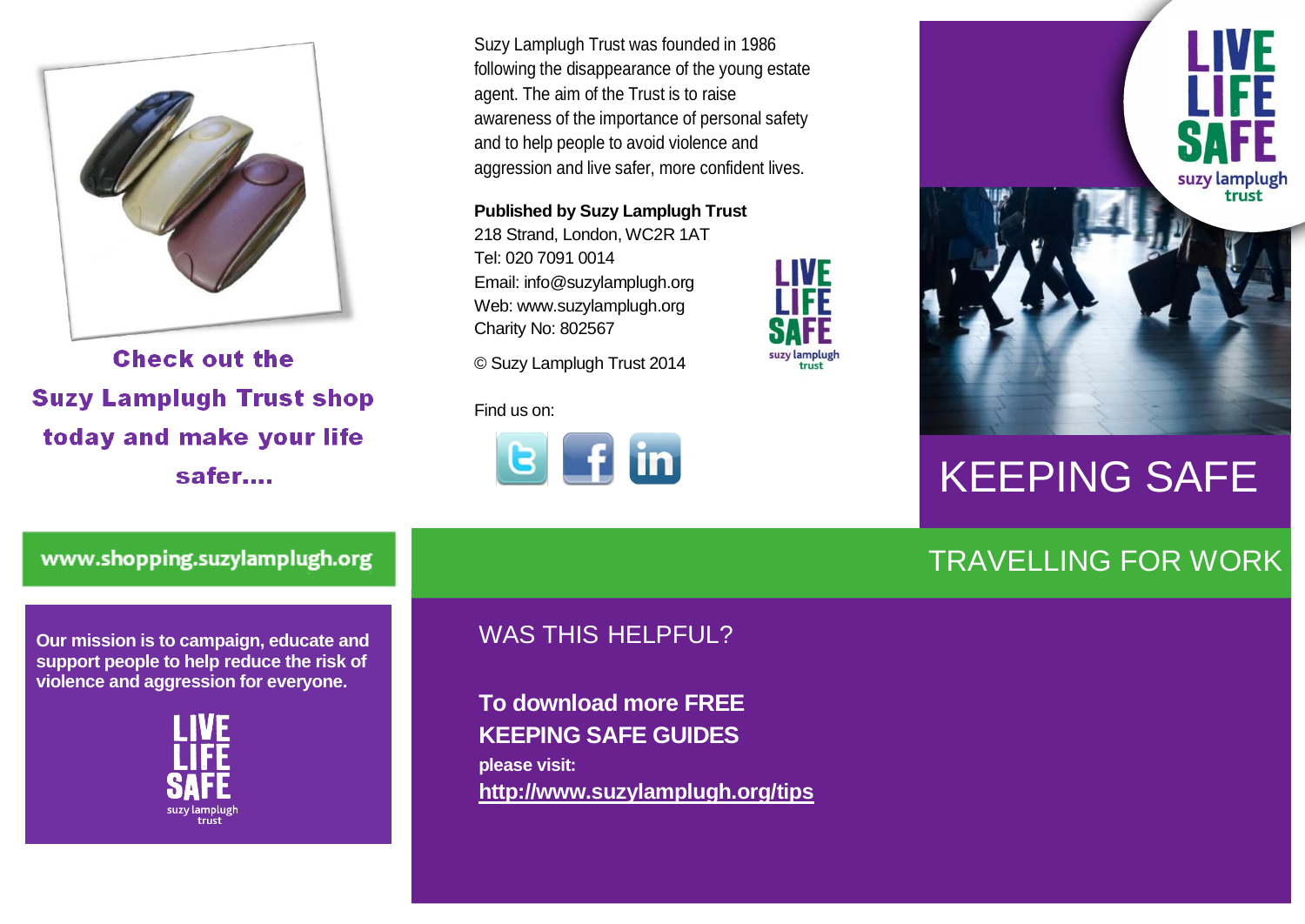Check out the Suzy Lamplugh Trust shop today and make your life safer....

www.shopping.suzylamplugh.org

**Our mission is to campaign, educate and support people to help reduce the risk of violence and aggression for everyone.**

LIVE LIFE SAFE
suzy lamplugh trust

Suzy Lamplugh Trust was founded in 1986 following the disappearance of the young estate agent. The aim of the Trust is to raise awareness of the importance of personal safety and to help people to avoid violence and aggression and live safer, more confident lives.

**Published by Suzy Lamplugh Trust**
218 Strand, London, WC2R 1AT
Tel: 020 7091 0014
Email: info@suzylamplugh.org
Web: www.suzylamplugh.org
Charity No: 802567

© Suzy Lamplugh Trust 2014

LIVE LIFE SAFE
suzy lamplugh trust

Find us on:

## WAS THIS HELPFUL?

**To download more FREE KEEPING SAFE GUIDES**
**please visit:**
**http://www.suzylamplugh.org/tips**

LIVE LIFE SAFE
suzy lamplugh trust

# KEEPING SAFE

## TRAVELLING FOR WORK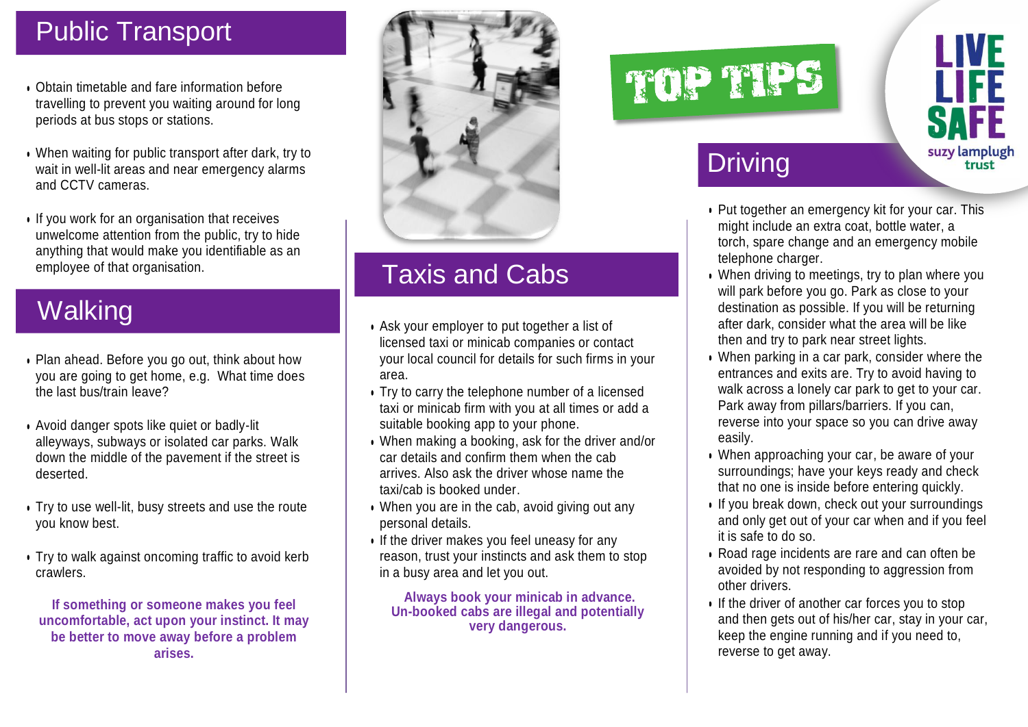## Public Transport

- Obtain timetable and fare information before travelling to prevent you waiting around for long periods at bus stops or stations.
- When waiting for public transport after dark, try to wait in well-lit areas and near emergency alarms and CCTV cameras.
- If you work for an organisation that receives unwelcome attention from the public, try to hide anything that would make you identifiable as an employee of that organisation.

## Walking

- Plan ahead. Before you go out, think about how you are going to get home, e.g. What time does the last bus/train leave?
- Avoid danger spots like quiet or badly-lit alleyways, subways or isolated car parks. Walk down the middle of the pavement if the street is deserted.
- Try to use well-lit, busy streets and use the route you know best.
- Try to walk against oncoming traffic to avoid kerb crawlers.

**If something or someone makes you feel uncomfortable, act upon your instinct. It may be better to move away before a problem arises.**

## Taxis and Cabs

- Ask your employer to put together a list of licensed taxi or minicab companies or contact your local council for details for such firms in your area.
- Try to carry the telephone number of a licensed taxi or minicab firm with you at all times or add a suitable booking app to your phone.
- When making a booking, ask for the driver and/or car details and confirm them when the cab arrives. Also ask the driver whose name the taxi/cab is booked under.
- When you are in the cab, avoid giving out any personal details.
- If the driver makes you feel uneasy for any reason, trust your instincts and ask them to stop in a busy area and let you out.

**Always book your minicab in advance. Un-booked cabs are illegal and potentially very dangerous.**

# TOP TIPS

LIVE LIFE SAFE
suzy lamplugh trust

## Driving

- Put together an emergency kit for your car. This might include an extra coat, bottle water, a torch, spare change and an emergency mobile telephone charger.
- When driving to meetings, try to plan where you will park before you go. Park as close to your destination as possible. If you will be returning after dark, consider what the area will be like then and try to park near street lights.
- When parking in a car park, consider where the entrances and exits are. Try to avoid having to walk across a lonely car park to get to your car. Park away from pillars/barriers. If you can, reverse into your space so you can drive away easily.
- When approaching your car, be aware of your surroundings; have your keys ready and check that no one is inside before entering quickly.
- If you break down, check out your surroundings and only get out of your car when and if you feel it is safe to do so.
- Road rage incidents are rare and can often be avoided by not responding to aggression from other drivers.
- If the driver of another car forces you to stop and then gets out of his/her car, stay in your car, keep the engine running and if you need to, reverse to get away.